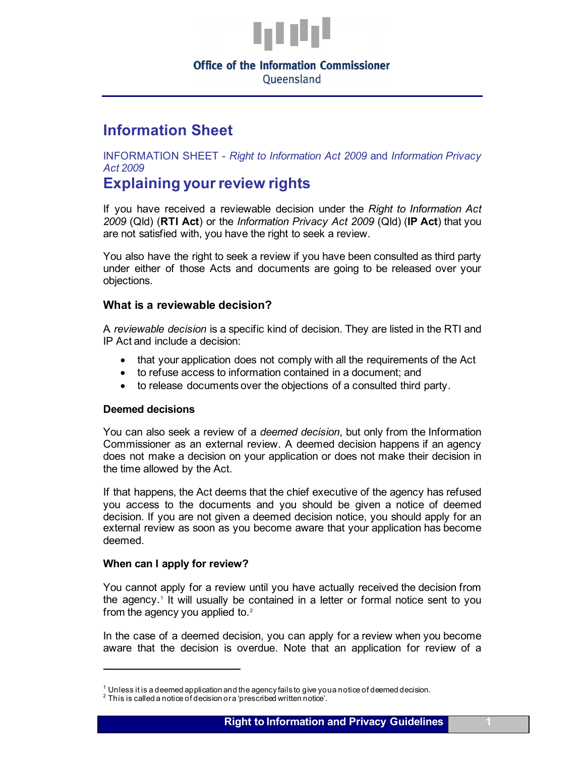Office of the Information Commissioner
Queensland

# Information Sheet

INFORMATION SHEET - *Right to Information Act 2009* and *Information Privacy Act 2009*

# Explaining your review rights

If you have received a reviewable decision under the *Right to Information Act 2009* (Qld) (**RTI Act**) or the *Information Privacy Act 2009* (Qld) (**IP Act**) that you are not satisfied with, you have the right to seek a review.

You also have the right to seek a review if you have been consulted as third party under either of those Acts and documents are going to be released over your objections.

### What is a reviewable decision?

A *reviewable decision* is a specific kind of decision. They are listed in the RTI and IP Act and include a decision:

- that your application does not comply with all the requirements of the Act
- to refuse access to information contained in a document; and
- to release documents over the objections of a consulted third party.

#### Deemed decisions

You can also seek a review of a *deemed decision*, but only from the Information Commissioner as an external review. A deemed decision happens if an agency does not make a decision on your application or does not make their decision in the time allowed by the Act.

If that happens, the Act deems that the chief executive of the agency has refused you access to the documents and you should be given a notice of deemed decision. If you are not given a deemed decision notice, you should apply for an external review as soon as you become aware that your application has become deemed.

#### When can I apply for review?

You cannot apply for a review until you have actually received the decision from the agency.[1] It will usually be contained in a letter or formal notice sent to you from the agency you applied to.[2]

In the case of a deemed decision, you can apply for a review when you become aware that the decision is overdue. Note that an application for review of a

---

[1] Unless it is a deemed application and the agency fails to give you a notice of deemed decision.
[2] This is called a notice of decision or a 'prescribed written notice'.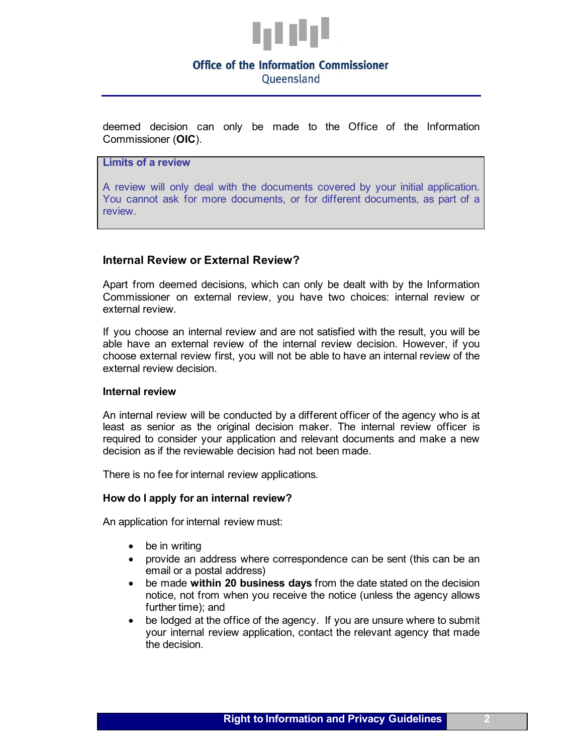deemed decision can only be made to the Office of the Information Commissioner (**OIC**).

**Limits of a review**

A review will only deal with the documents covered by your initial application. You cannot ask for more documents, or for different documents, as part of a review.

## Internal Review or External Review?

Apart from deemed decisions, which can only be dealt with by the Information Commissioner on external review, you have two choices: internal review or external review.

If you choose an internal review and are not satisfied with the result, you will be able have an external review of the internal review decision. However, if you choose external review first, you will not be able to have an internal review of the external review decision.

### Internal review

An internal review will be conducted by a different officer of the agency who is at least as senior as the original decision maker. The internal review officer is required to consider your application and relevant documents and make a new decision as if the reviewable decision had not been made.

There is no fee for internal review applications.

### How do I apply for an internal review?

An application for internal review must:

- be in writing
- provide an address where correspondence can be sent (this can be an email or a postal address)
- be made **within 20 business days** from the date stated on the decision notice, not from when you receive the notice (unless the agency allows further time); and
- be lodged at the office of the agency. If you are unsure where to submit your internal review application, contact the relevant agency that made the decision.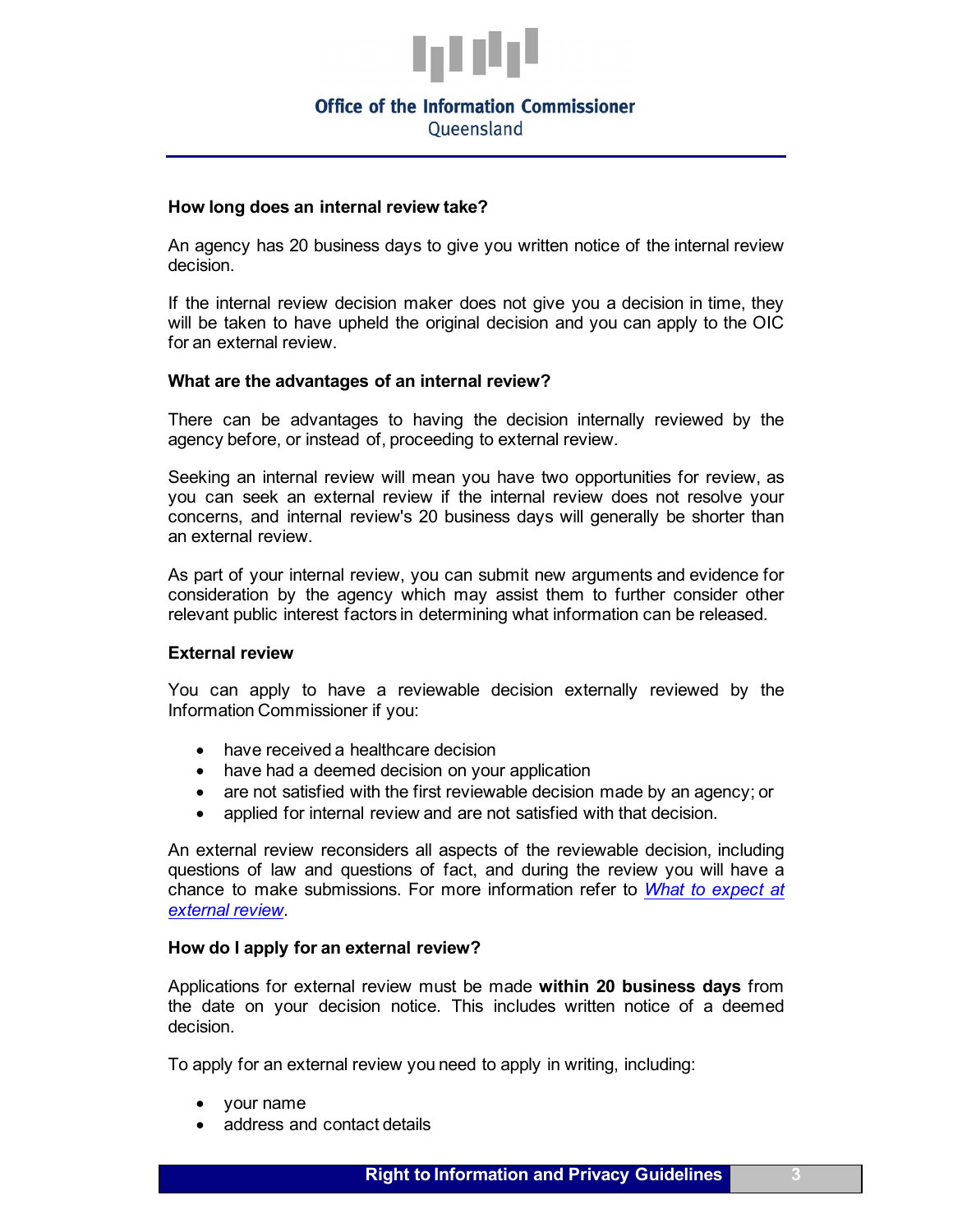### How long does an internal review take?

An agency has 20 business days to give you written notice of the internal review decision.

If the internal review decision maker does not give you a decision in time, they will be taken to have upheld the original decision and you can apply to the OIC for an external review.

### What are the advantages of an internal review?

There can be advantages to having the decision internally reviewed by the agency before, or instead of, proceeding to external review.

Seeking an internal review will mean you have two opportunities for review, as you can seek an external review if the internal review does not resolve your concerns, and internal review's 20 business days will generally be shorter than an external review.

As part of your internal review, you can submit new arguments and evidence for consideration by the agency which may assist them to further consider other relevant public interest factors in determining what information can be released.

### External review

You can apply to have a reviewable decision externally reviewed by the Information Commissioner if you:

- have received a healthcare decision
- have had a deemed decision on your application
- are not satisfied with the first reviewable decision made by an agency; or
- applied for internal review and are not satisfied with that decision.

An external review reconsiders all aspects of the reviewable decision, including questions of law and questions of fact, and during the review you will have a chance to make submissions. For more information refer to *What to expect at external review*.

### How do I apply for an external review?

Applications for external review must be made **within 20 business days** from the date on your decision notice. This includes written notice of a deemed decision.

To apply for an external review you need to apply in writing, including:

- your name
- address and contact details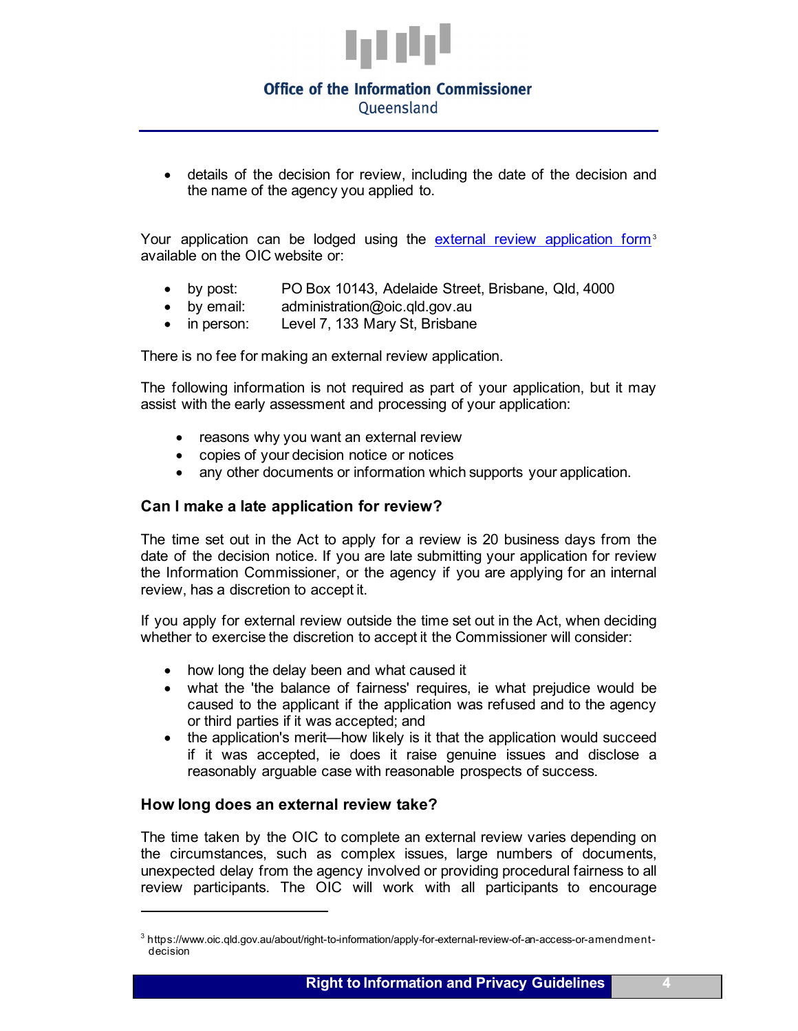- details of the decision for review, including the date of the decision and the name of the agency you applied to.

Your application can be lodged using the [external review application form](https://www.oic.qld.gov.au/about/right-to-information/apply-for-external-review-of-an-access-or-amendment-decision)[3] available on the OIC website or:

- by post: PO Box 10143, Adelaide Street, Brisbane, Qld, 4000
- by email: administration@oic.qld.gov.au
- in person: Level 7, 133 Mary St, Brisbane

There is no fee for making an external review application.

The following information is not required as part of your application, but it may assist with the early assessment and processing of your application:

- reasons why you want an external review
- copies of your decision notice or notices
- any other documents or information which supports your application.

### Can I make a late application for review?

The time set out in the Act to apply for a review is 20 business days from the date of the decision notice. If you are late submitting your application for review the Information Commissioner, or the agency if you are applying for an internal review, has a discretion to accept it.

If you apply for external review outside the time set out in the Act, when deciding whether to exercise the discretion to accept it the Commissioner will consider:

- how long the delay been and what caused it
- what the 'the balance of fairness' requires, ie what prejudice would be caused to the applicant if the application was refused and to the agency or third parties if it was accepted; and
- the application's merit—how likely is it that the application would succeed if it was accepted, ie does it raise genuine issues and disclose a reasonably arguable case with reasonable prospects of success.

### How long does an external review take?

The time taken by the OIC to complete an external review varies depending on the circumstances, such as complex issues, large numbers of documents, unexpected delay from the agency involved or providing procedural fairness to all review participants. The OIC will work with all participants to encourage

---

[3] https://www.oic.qld.gov.au/about/right-to-information/apply-for-external-review-of-an-access-or-amendment-decision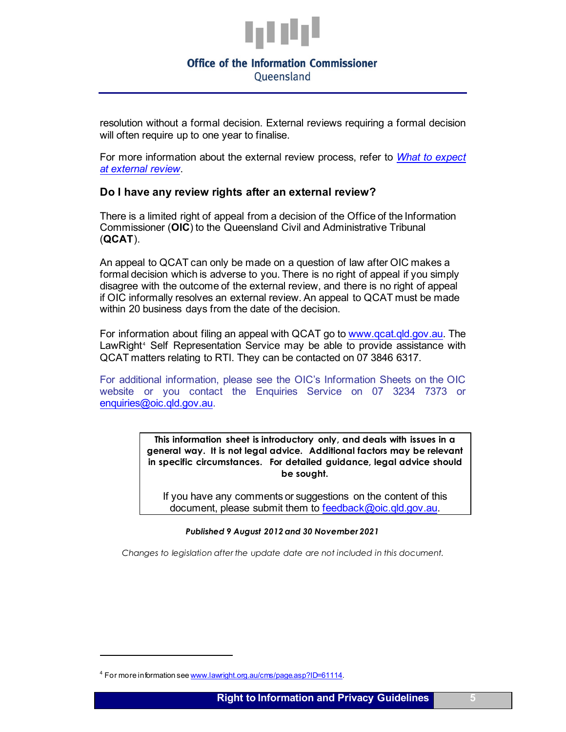resolution without a formal decision. External reviews requiring a formal decision will often require up to one year to finalise.

For more information about the external review process, refer to *What to expect at external review*.

## Do I have any review rights after an external review?

There is a limited right of appeal from a decision of the Office of the Information Commissioner (**OIC**) to the Queensland Civil and Administrative Tribunal (**QCAT**).

An appeal to QCAT can only be made on a question of law after OIC makes a formal decision which is adverse to you. There is no right of appeal if you simply disagree with the outcome of the external review, and there is no right of appeal if OIC informally resolves an external review. An appeal to QCAT must be made within 20 business days from the date of the decision.

For information about filing an appeal with QCAT go to www.qcat.qld.gov.au. The LawRight[4] Self Representation Service may be able to provide assistance with QCAT matters relating to RTI. They can be contacted on 07 3846 6317.

For additional information, please see the OIC's Information Sheets on the OIC website or you contact the Enquiries Service on 07 3234 7373 or enquiries@oic.qld.gov.au.

**This information sheet is introductory only, and deals with issues in a general way. It is not legal advice. Additional factors may be relevant in specific circumstances. For detailed guidance, legal advice should be sought.**

If you have any comments or suggestions on the content of this document, please submit them to feedback@oic.qld.gov.au.

***Published 9 August 2012 and 30 November 2021***

*Changes to legislation after the update date are not included in this document.*

---

[4] For more information see www.lawright.org.au/cms/page.asp?ID=61114.